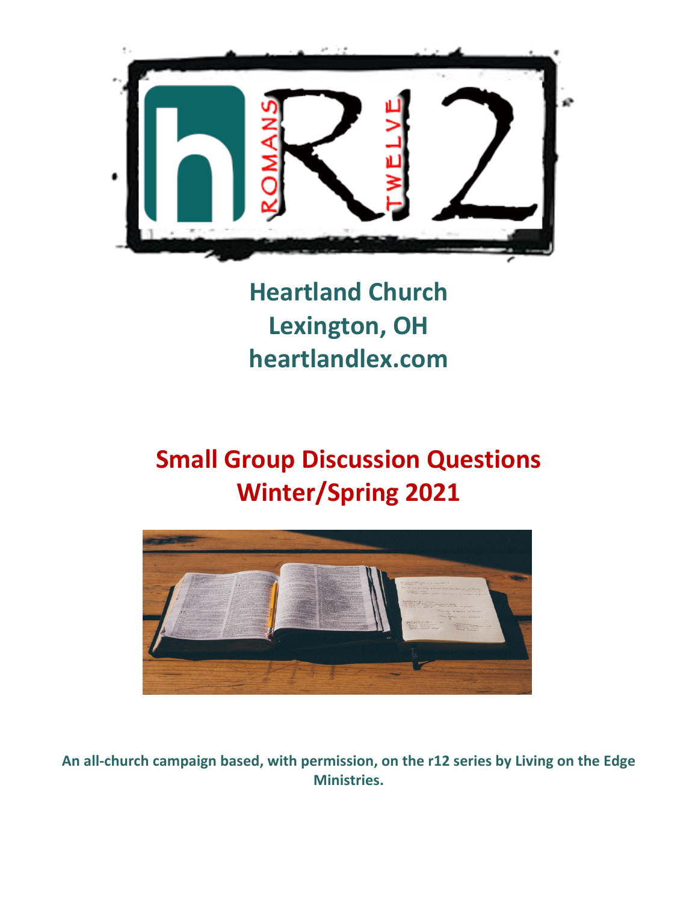# Heartland Church
## Lexington, OH
## heartlandlex.com

# Small Group Discussion Questions
## Winter/Spring 2021

**An all-church campaign based, with permission, on the r12 series by Living on the Edge Ministries.**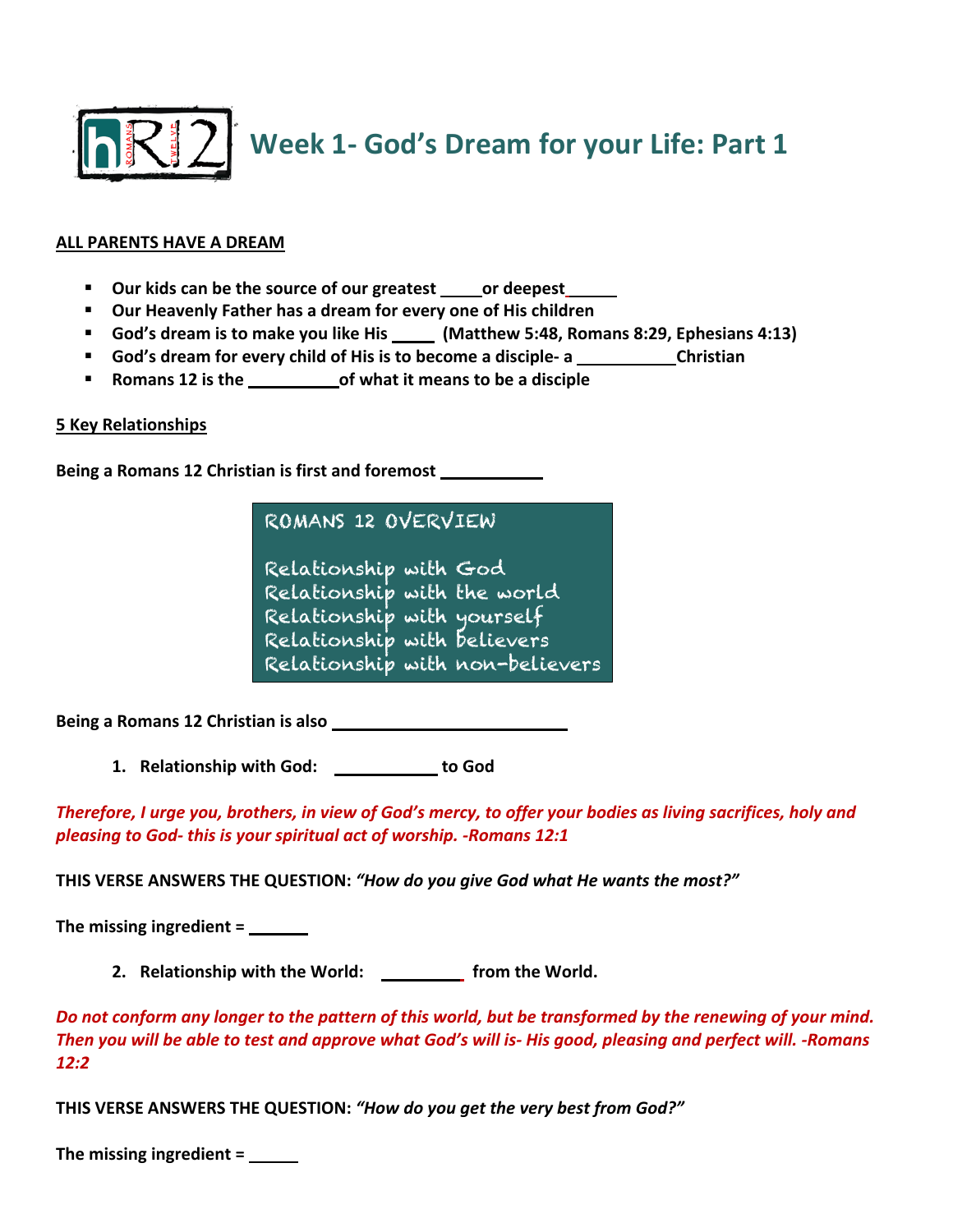# Week 1- God's Dream for your Life: Part 1

**ALL PARENTS HAVE A DREAM**

- **Our kids can be the source of our greatest _____or deepest______**
- **Our Heavenly Father has a dream for every one of His children**
- **God's dream is to make you like His _____ (Matthew 5:48, Romans 8:29, Ephesians 4:13)**
- **God's dream for every child of His is to become a disciple- a ___________Christian**
- **Romans 12 is the __________of what it means to be a disciple**

**5 Key Relationships**

**Being a Romans 12 Christian is first and foremost ___________**

ROMANS 12 OVERVIEW

Relationship with God
Relationship with the world
Relationship with yourself
Relationship with believers
Relationship with non-believers

**Being a Romans 12 Christian is also __________________________**

1. **Relationship with God: ___________ to God**

*Therefore, I urge you, brothers, in view of God's mercy, to offer your bodies as living sacrifices, holy and pleasing to God- this is your spiritual act of worship. -Romans 12:1*

**THIS VERSE ANSWERS THE QUESTION:** ***"How do you give God what He wants the most?"***

**The missing ingredient = _______**

2. **Relationship with the World: _________ from the World.**

*Do not conform any longer to the pattern of this world, but be transformed by the renewing of your mind. Then you will be able to test and approve what God's will is- His good, pleasing and perfect will. -Romans 12:2*

**THIS VERSE ANSWERS THE QUESTION:** ***"How do you get the very best from God?"***

**The missing ingredient = ______**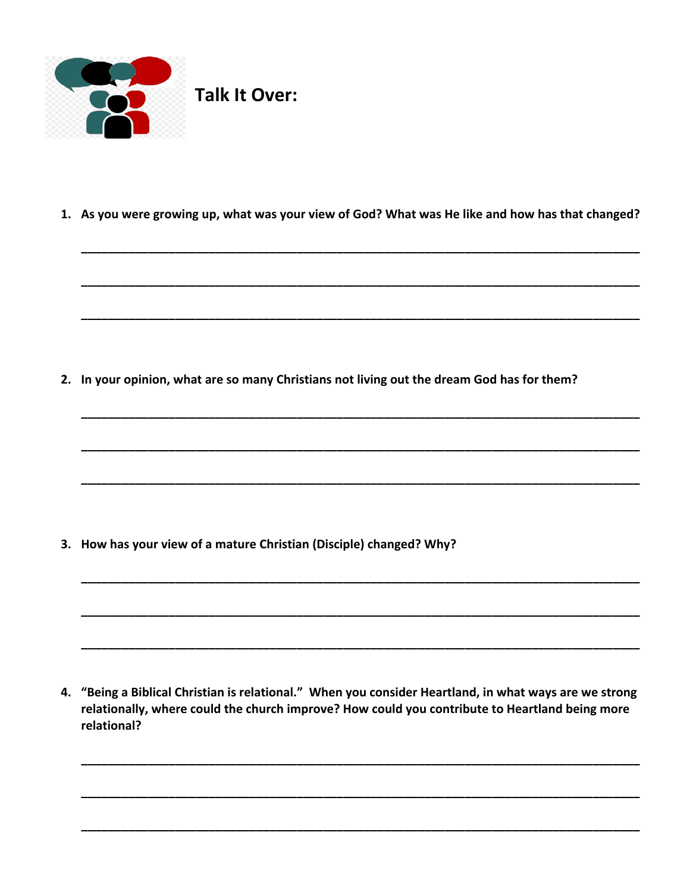## Talk It Over:

1. **As you were growing up, what was your view of God? What was He like and how has that changed?**

   ______________________________________________________________________________

   ______________________________________________________________________________

   ______________________________________________________________________________

2. **In your opinion, what are so many Christians not living out the dream God has for them?**

   ______________________________________________________________________________

   ______________________________________________________________________________

   ______________________________________________________________________________

3. **How has your view of a mature Christian (Disciple) changed? Why?**

   ______________________________________________________________________________

   ______________________________________________________________________________

   ______________________________________________________________________________

4. **"Being a Biblical Christian is relational." When you consider Heartland, in what ways are we strong relationally, where could the church improve? How could you contribute to Heartland being more relational?**

   ______________________________________________________________________________

   ______________________________________________________________________________

   ______________________________________________________________________________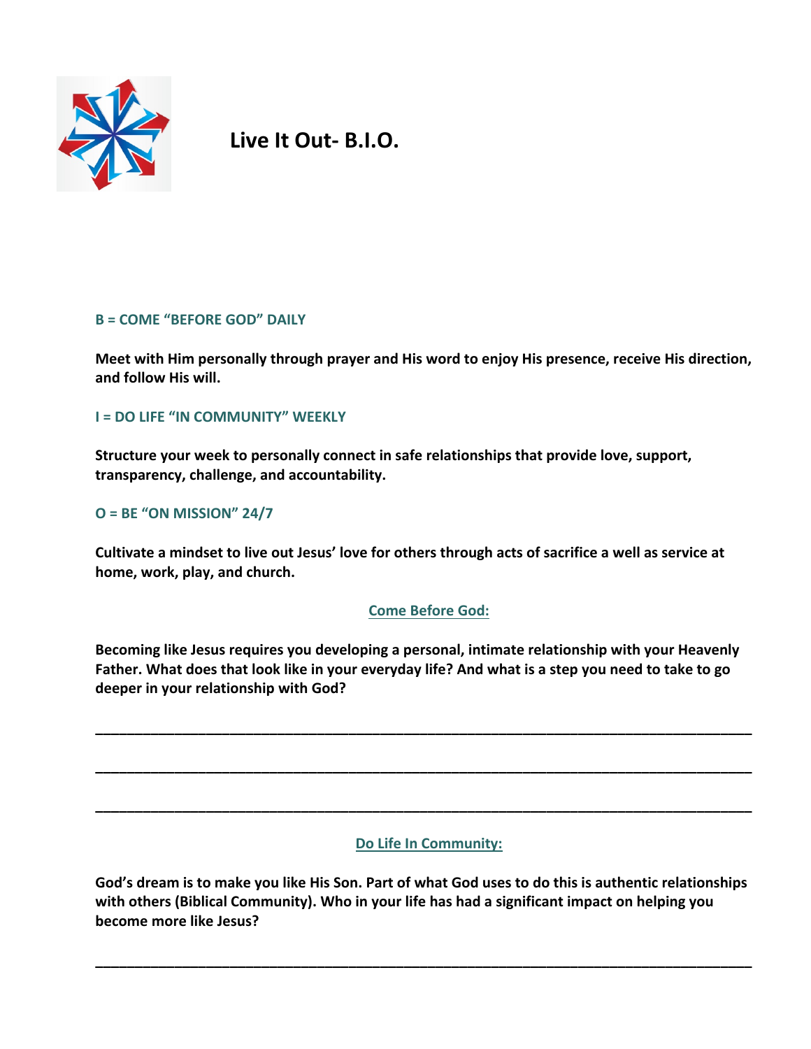# Live It Out- B.I.O.

**B = COME "BEFORE GOD" DAILY**

**Meet with Him personally through prayer and His word to enjoy His presence, receive His direction, and follow His will.**

**I = DO LIFE "IN COMMUNITY" WEEKLY**

**Structure your week to personally connect in safe relationships that provide love, support, transparency, challenge, and accountability.**

**O = BE "ON MISSION" 24/7**

**Cultivate a mindset to live out Jesus' love for others through acts of sacrifice a well as service at home, work, play, and church.**

## Come Before God:

**Becoming like Jesus requires you developing a personal, intimate relationship with your Heavenly Father. What does that look like in your everyday life? And what is a step you need to take to go deeper in your relationship with God?**

________________________________________________________________________________

________________________________________________________________________________

________________________________________________________________________________

## Do Life In Community:

**God's dream is to make you like His Son. Part of what God uses to do this is authentic relationships with others (Biblical Community). Who in your life has had a significant impact on helping you become more like Jesus?**

________________________________________________________________________________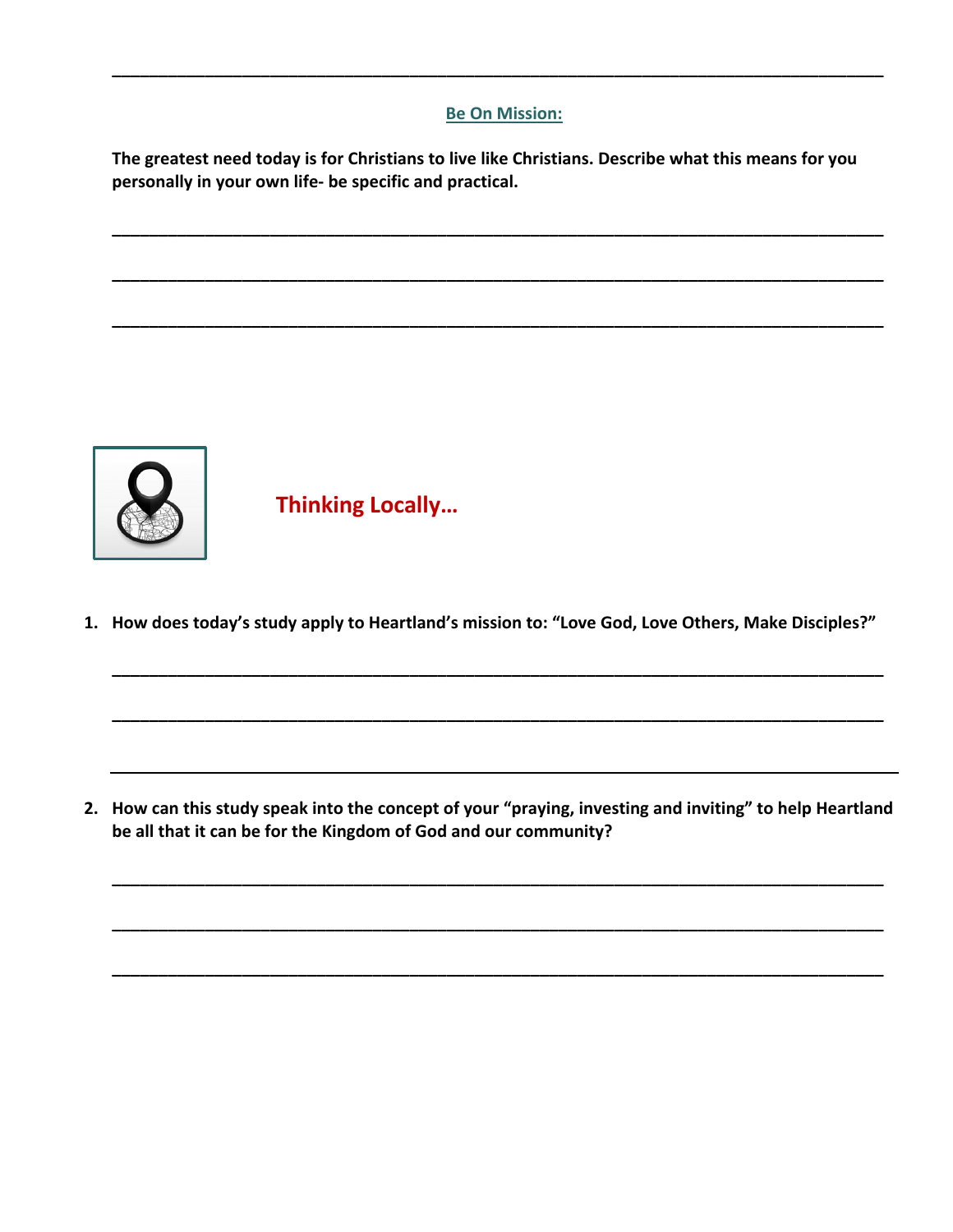---

## Be On Mission:

**The greatest need today is for Christians to live like Christians. Describe what this means for you personally in your own life- be specific and practical.**

_______________________________________________________________________________

_______________________________________________________________________________

_______________________________________________________________________________

## Thinking Locally…

1. **How does today's study apply to Heartland's mission to: "Love God, Love Others, Make Disciples?"**

_______________________________________________________________________________

_______________________________________________________________________________

_______________________________________________________________________________

2. **How can this study speak into the concept of your "praying, investing and inviting" to help Heartland be all that it can be for the Kingdom of God and our community?**

_______________________________________________________________________________

_______________________________________________________________________________

_______________________________________________________________________________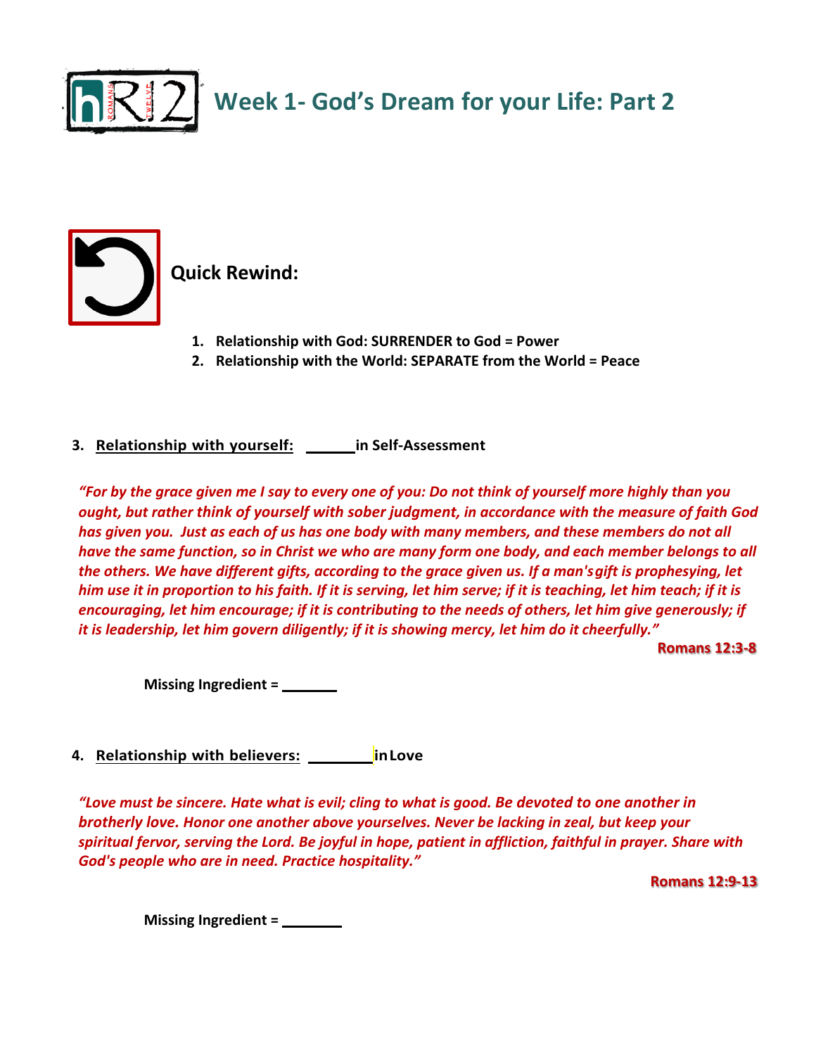# Week 1- God's Dream for your Life: Part 2

## Quick Rewind:

1. **Relationship with God: SURRENDER to God = Power**
2. **Relationship with the World: SEPARATE from the World = Peace**

3. **Relationship with yourself: ______ in Self-Assessment**

***"For by the grace given me I say to every one of you: Do not think of yourself more highly than you ought, but rather think of yourself with sober judgment, in accordance with the measure of faith God has given you. Just as each of us has one body with many members, and these members do not all have the same function, so in Christ we who are many form one body, and each member belongs to all the others. We have different gifts, according to the grace given us. If a man's gift is prophesying, let him use it in proportion to his faith. If it is serving, let him serve; if it is teaching, let him teach; if it is encouraging, let him encourage; if it is contributing to the needs of others, let him give generously; if it is leadership, let him govern diligently; if it is showing mercy, let him do it cheerfully."***

**Romans 12:3-8**

**Missing Ingredient = _______**

4. **Relationship with believers: ________ in Love**

***"Love must be sincere. Hate what is evil; cling to what is good. Be devoted to one another in brotherly love. Honor one another above yourselves. Never be lacking in zeal, but keep your spiritual fervor, serving the Lord. Be joyful in hope, patient in affliction, faithful in prayer. Share with God's people who are in need. Practice hospitality."***

**Romans 12:9-13**

**Missing Ingredient = ________**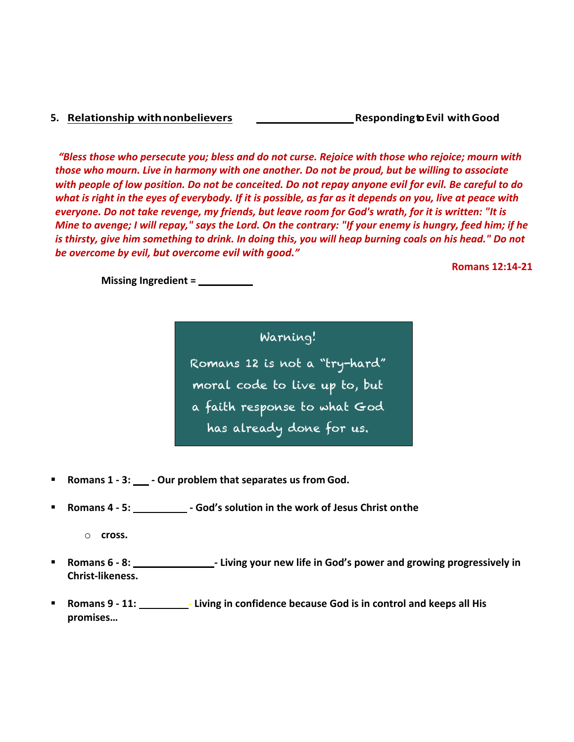5. **Relationship with nonbelievers** \_\_\_\_\_\_\_\_\_\_\_\_\_\_\_\_ **Responding to Evil with Good**

***"Bless those who persecute you; bless and do not curse. Rejoice with those who rejoice; mourn with those who mourn. Live in harmony with one another. Do not be proud, but be willing to associate with people of low position. Do not be conceited. Do not repay anyone evil for evil. Be careful to do what is right in the eyes of everybody. If it is possible, as far as it depends on you, live at peace with everyone. Do not take revenge, my friends, but leave room for God's wrath, for it is written: "It is Mine to avenge; I will repay," says the Lord. On the contrary: "If your enemy is hungry, feed him; if he is thirsty, give him something to drink. In doing this, you will heap burning coals on his head." Do not be overcome by evil, but overcome evil with good."***

**Romans 12:14-21**

**Missing Ingredient = \_\_\_\_\_\_\_\_\_\_**

Warning!

Romans 12 is not a "try-hard" moral code to live up to, but a faith response to what God has already done for us.

- **Romans 1 - 3: \_\_\_ - Our problem that separates us from God.**
- **Romans 4 - 5: \_\_\_\_\_\_\_\_\_\_ - God's solution in the work of Jesus Christ on the**
  - **cross.**
- **Romans 6 - 8: \_\_\_\_\_\_\_\_\_\_\_\_\_\_\_ - Living your new life in God's power and growing progressively in Christ-likeness.**
- **Romans 9 - 11: \_\_\_\_\_\_\_\_\_ - Living in confidence because God is in control and keeps all His promises…**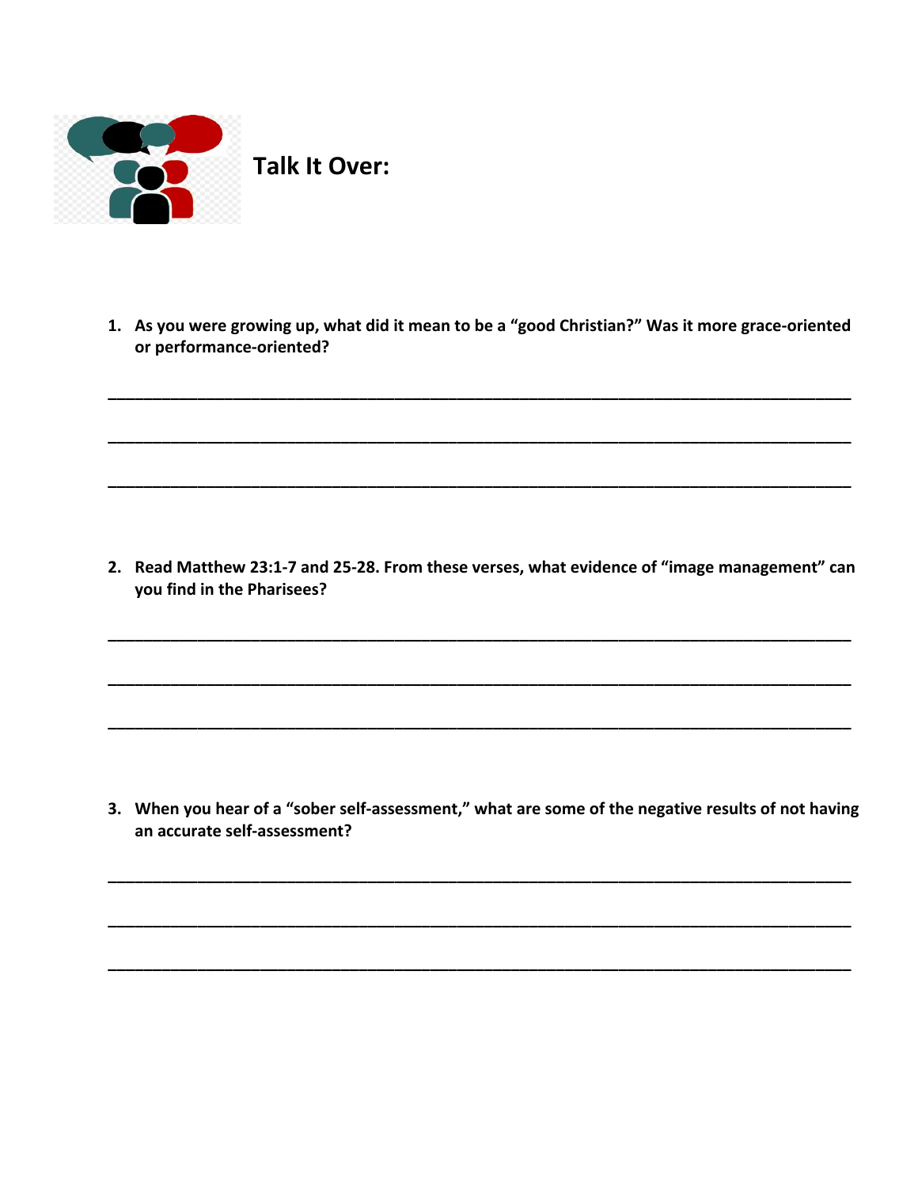## Talk It Over:

1. **As you were growing up, what did it mean to be a "good Christian?" Was it more grace-oriented or performance-oriented?**

______________________________________________________________________________

______________________________________________________________________________

______________________________________________________________________________

2. **Read Matthew 23:1-7 and 25-28. From these verses, what evidence of "image management" can you find in the Pharisees?**

______________________________________________________________________________

______________________________________________________________________________

______________________________________________________________________________

3. **When you hear of a "sober self-assessment," what are some of the negative results of not having an accurate self-assessment?**

______________________________________________________________________________

______________________________________________________________________________

______________________________________________________________________________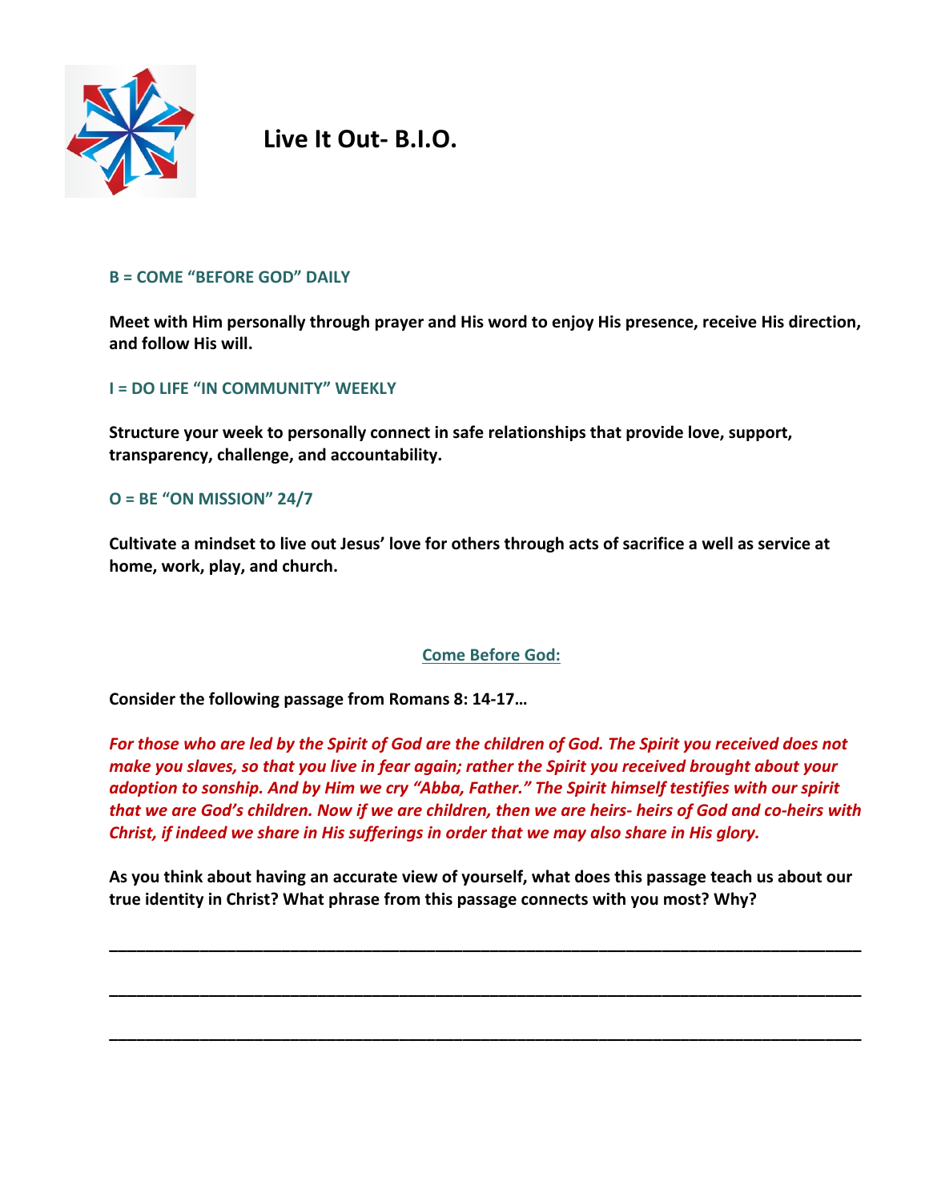# Live It Out- B.I.O.

**B = COME "BEFORE GOD" DAILY**

**Meet with Him personally through prayer and His word to enjoy His presence, receive His direction, and follow His will.**

**I = DO LIFE "IN COMMUNITY" WEEKLY**

**Structure your week to personally connect in safe relationships that provide love, support, transparency, challenge, and accountability.**

**O = BE "ON MISSION" 24/7**

**Cultivate a mindset to live out Jesus' love for others through acts of sacrifice a well as service at home, work, play, and church.**

## Come Before God:

**Consider the following passage from Romans 8: 14-17…**

***For those who are led by the Spirit of God are the children of God. The Spirit you received does not make you slaves, so that you live in fear again; rather the Spirit you received brought about your adoption to sonship. And by Him we cry "Abba, Father." The Spirit himself testifies with our spirit that we are God's children. Now if we are children, then we are heirs- heirs of God and co-heirs with Christ, if indeed we share in His sufferings in order that we may also share in His glory.***

**As you think about having an accurate view of yourself, what does this passage teach us about our true identity in Christ? What phrase from this passage connects with you most? Why?**

_______________________________________________________________________________

_______________________________________________________________________________

_______________________________________________________________________________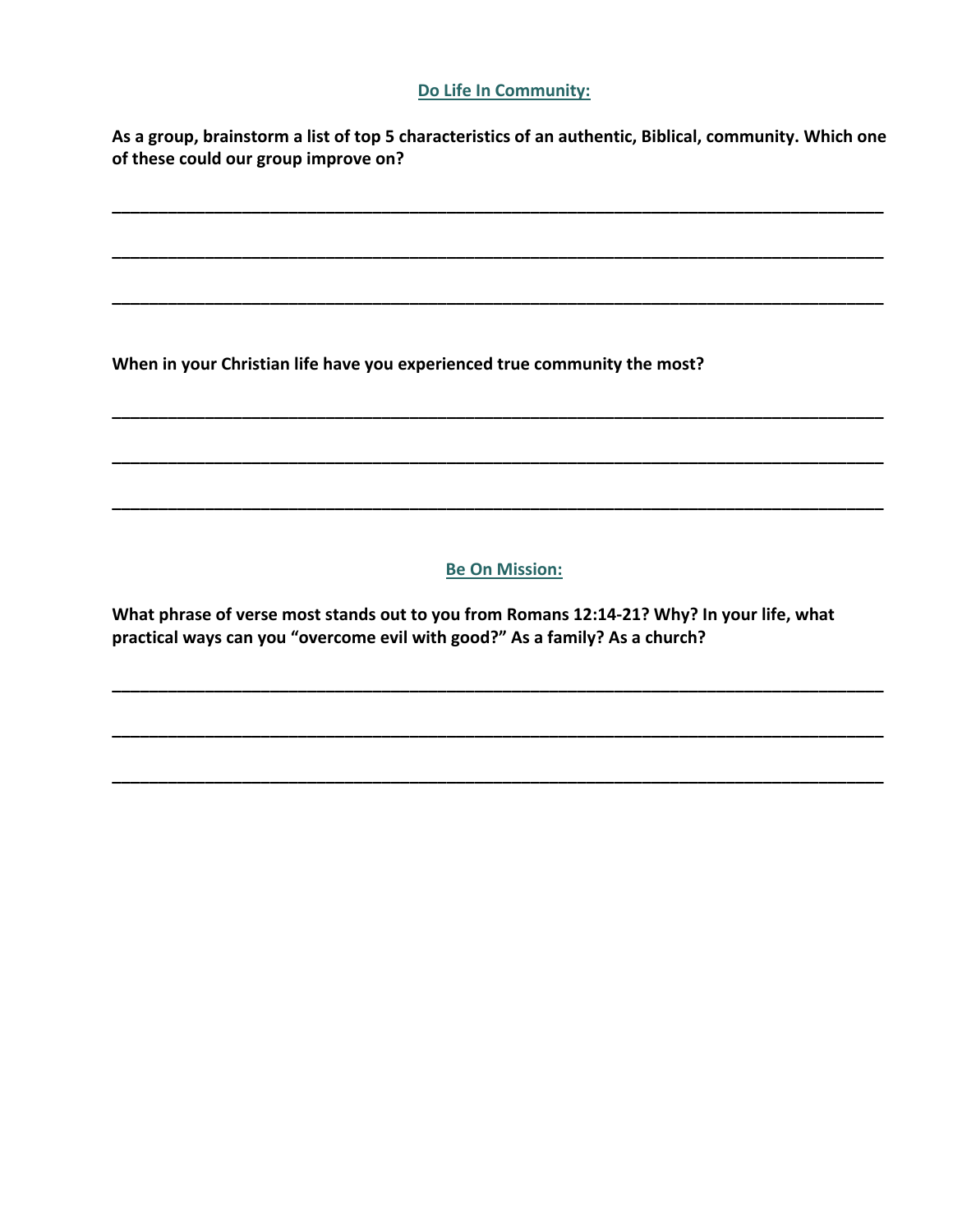## Do Life In Community:

**As a group, brainstorm a list of top 5 characteristics of an authentic, Biblical, community. Which one of these could our group improve on?**

______________________________________________________________________________

______________________________________________________________________________

______________________________________________________________________________

**When in your Christian life have you experienced true community the most?**

______________________________________________________________________________

______________________________________________________________________________

______________________________________________________________________________

## Be On Mission:

**What phrase of verse most stands out to you from Romans 12:14-21? Why? In your life, what practical ways can you "overcome evil with good?" As a family? As a church?**

______________________________________________________________________________

______________________________________________________________________________

______________________________________________________________________________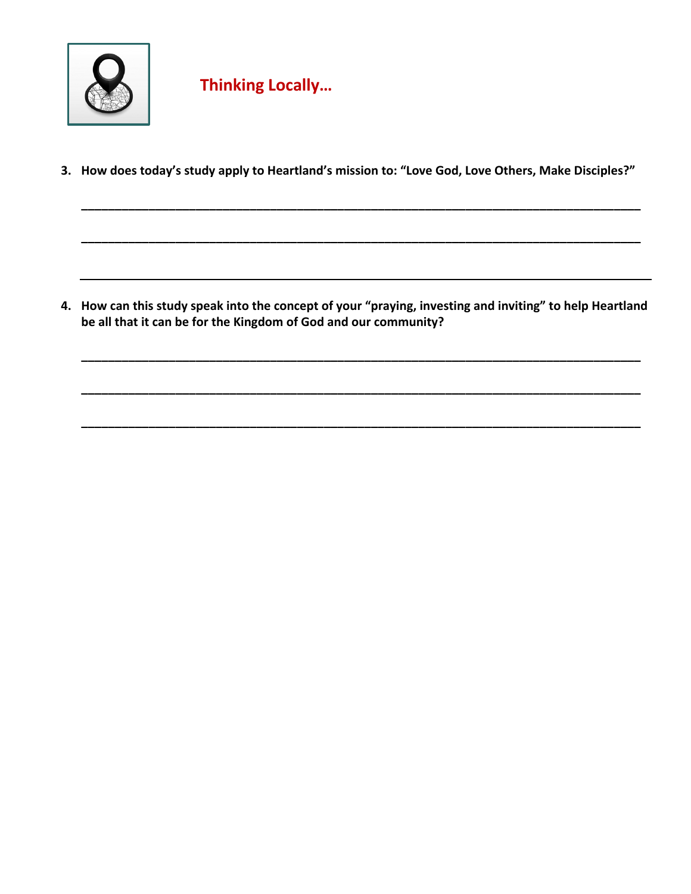## Thinking Locally…

3. **How does today's study apply to Heartland's mission to: "Love God, Love Others, Make Disciples?"**

______________________________________________________________________________

______________________________________________________________________________

______________________________________________________________________________

4. **How can this study speak into the concept of your "praying, investing and inviting" to help Heartland be all that it can be for the Kingdom of God and our community?**

______________________________________________________________________________

______________________________________________________________________________

______________________________________________________________________________